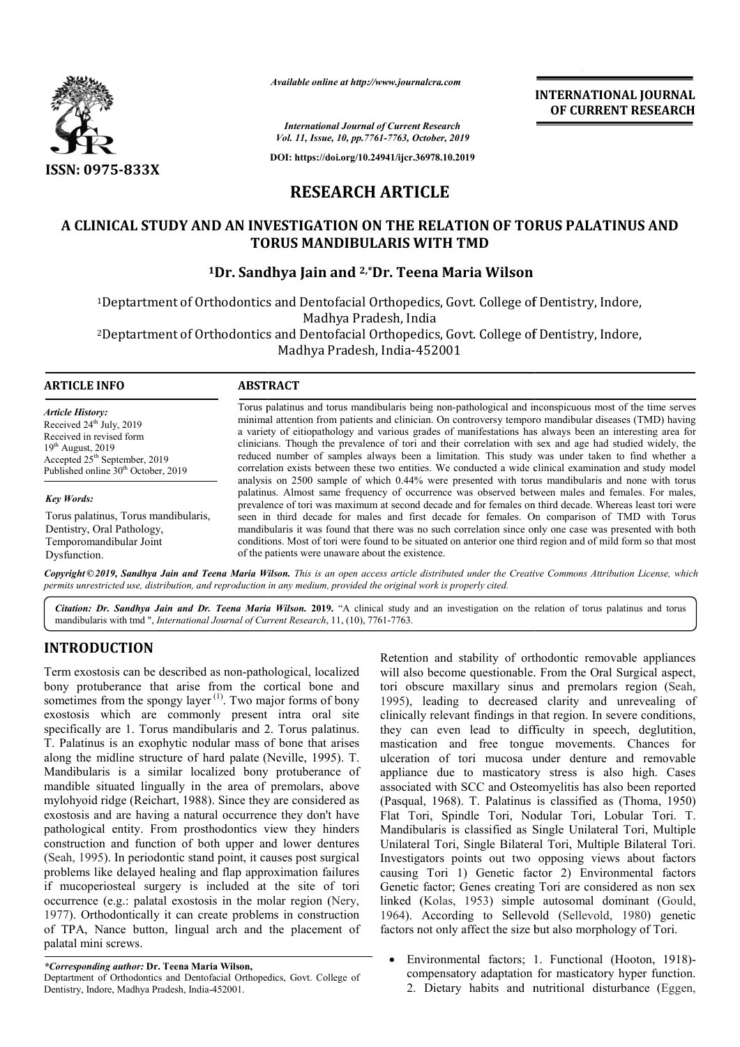# RESEARCH ARTICLE

## A CLINICAL STUDY AND AN INVESTIGATION ON THE RELATION OF TORUS PALATINUS AND TORUS MANDIBULARIS WITH TMD

**[1]Dr. Sandhya Jain and [2,*]Dr. Teena Maria Wilson**

[1]Deptartment of Orthodontics and Dentofacial Orthopedics, Govt. College of Dentistry, Indore, Madhya Pradesh, India

[2]Deptartment of Orthodontics and Dentofacial Orthopedics, Govt. College of Dentistry, Indore, Madhya Pradesh, India-452001

**ARTICLE INFO**

*Article History:*
Received 24th July, 2019
Received in revised form
19th August, 2019
Accepted 25th September, 2019
Published online 30th October, 2019

*Key Words:*

Torus palatinus, Torus mandibularis, Dentistry, Oral Pathology, Temporomandibular Joint Dysfunction.

**ABSTRACT**

Torus palatinus and torus mandibularis being non-pathological and inconspicuous most of the time serves minimal attention from patients and clinician. On controversy temporo mandibular diseases (TMD) having a variety of eitiopathology and various grades of manifestations has always been an interesting area for clinicians. Though the prevalence of tori and their correlation with sex and age had studied widely, the reduced number of samples always been a limitation. This study was under taken to find whether a correlation exists between these two entities. We conducted a wide clinical examination and study model analysis on 2500 sample of which 0.44% were presented with torus mandibularis and none with torus palatinus. Almost same frequency of occurrence was observed between males and females. For males, prevalence of tori was maximum at second decade and for females on third decade. Whereas least tori were seen in third decade for males and first decade for females. On comparison of TMD with Torus mandibularis it was found that there was no such correlation since only one case was presented with both conditions. Most of tori were found to be situated on anterior one third region and of mild form so that most of the patients were unaware about the existence.

*Copyright © 2019, Sandhya Jain and Teena Maria Wilson. This is an open access article distributed under the Creative Commons Attribution License, which permits unrestricted use, distribution, and reproduction in any medium, provided the original work is properly cited.*

*Citation: Dr. Sandhya Jain and Dr. Teena Maria Wilson.* **2019.** "A clinical study and an investigation on the relation of torus palatinus and torus mandibularis with tmd ", *International Journal of Current Research*, 11, (10), 7761-7763.

## INTRODUCTION

Term exostosis can be described as non-pathological, localized bony protuberance that arise from the cortical bone and sometimes from the spongy layer [1]. Two major forms of bony exostosis which are commonly present intra oral site specifically are 1. Torus mandibularis and 2. Torus palatinus. T. Palatinus is an exophytic nodular mass of bone that arises along the midline structure of hard palate (Neville, 1995). T. Mandibularis is a similar localized bony protuberance of mandible situated lingually in the area of premolars, above mylohyoid ridge (Reichart, 1988). Since they are considered as exostosis and are having a natural occurrence they don't have pathological entity. From prosthodontics view they hinders construction and function of both upper and lower dentures (Seah, 1995). In periodontic stand point, it causes post surgical problems like delayed healing and flap approximation failures if mucoperiosteal surgery is included at the site of tori occurrence (e.g.: palatal exostosis in the molar region (Nery, 1977). Orthodontically it can create problems in construction of TPA, Nance button, lingual arch and the placement of palatal mini screws.

Retention and stability of orthodontic removable appliances will also become questionable. From the Oral Surgical aspect, tori obscure maxillary sinus and premolars region (Seah, 1995), leading to decreased clarity and unrevealing of clinically relevant findings in that region. In severe conditions, they can even lead to difficulty in speech, deglutition, mastication and free tongue movements. Chances for ulceration of tori mucosa under denture and removable appliance due to masticatory stress is also high. Cases associated with SCC and Osteomyelitis has also been reported (Pasqual, 1968). T. Palatinus is classified as (Thoma, 1950) Flat Tori, Spindle Tori, Nodular Tori, Lobular Tori. T. Mandibularis is classified as Single Unilateral Tori, Multiple Unilateral Tori, Single Bilateral Tori, Multiple Bilateral Tori. Investigators points out two opposing views about factors causing Tori 1) Genetic factor 2) Environmental factors Genetic factor; Genes creating Tori are considered as non sex linked (Kolas, 1953) simple autosomal dominant (Gould, 1964). According to Sellevold (Sellevold, 1980) genetic factors not only affect the size but also morphology of Tori.

- Environmental factors; 1. Functional (Hooton, 1918)- compensatory adaptation for masticatory hyper function. 2. Dietary habits and nutritional disturbance (Eggen,

*\*Corresponding author:* **Dr. Teena Maria Wilson,**
Deptartment of Orthodontics and Dentofacial Orthopedics, Govt. College of Dentistry, Indore, Madhya Pradesh, India-452001.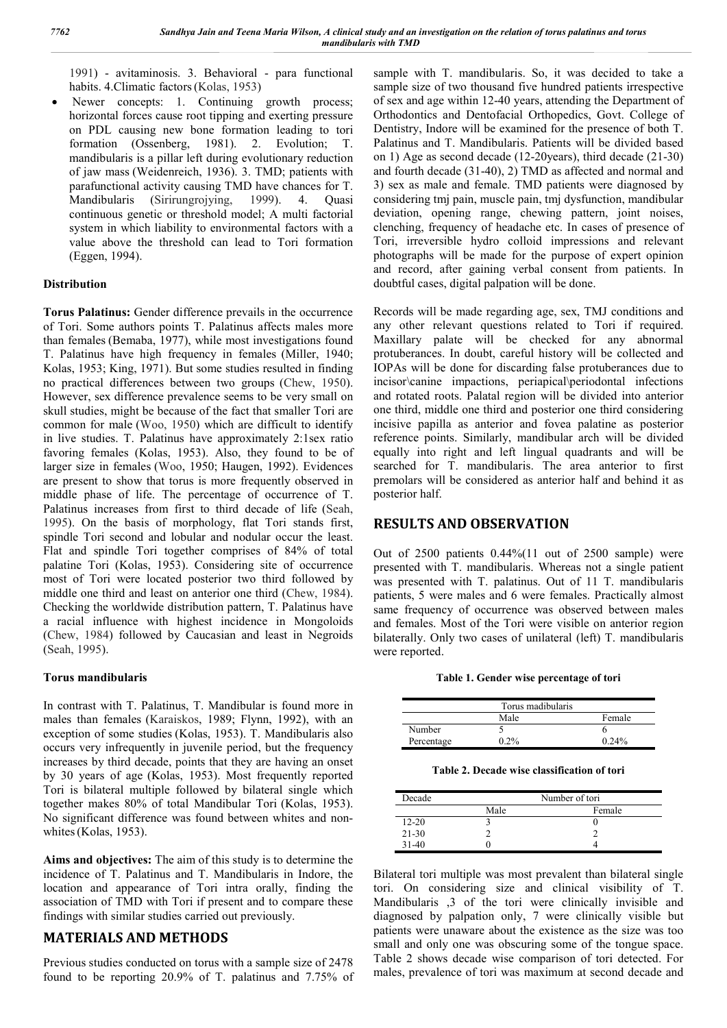1991) - avitaminosis. 3. Behavioral - para functional habits. 4.Climatic factors (Kolas, 1953)

- Newer concepts: 1. Continuing growth process; horizontal forces cause root tipping and exerting pressure on PDL causing new bone formation leading to tori formation (Ossenberg, 1981). 2. Evolution; T. mandibularis is a pillar left during evolutionary reduction of jaw mass (Weidenreich, 1936). 3. TMD; patients with parafunctional activity causing TMD have chances for T. Mandibularis (Sirirungrojying, 1999). 4. Quasi continuous genetic or threshold model; A multi factorial system in which liability to environmental factors with a value above the threshold can lead to Tori formation (Eggen, 1994).

### Distribution

**Torus Palatinus:** Gender difference prevails in the occurrence of Tori. Some authors points T. Palatinus affects males more than females (Bemaba, 1977), while most investigations found T. Palatinus have high frequency in females (Miller, 1940; Kolas, 1953; King, 1971). But some studies resulted in finding no practical differences between two groups (Chew, 1950). However, sex difference prevalence seems to be very small on skull studies, might be because of the fact that smaller Tori are common for male (Woo, 1950) which are difficult to identify in live studies. T. Palatinus have approximately 2:1sex ratio favoring females (Kolas, 1953). Also, they found to be of larger size in females (Woo, 1950; Haugen, 1992). Evidences are present to show that torus is more frequently observed in middle phase of life. The percentage of occurrence of T. Palatinus increases from first to third decade of life (Seah, 1995). On the basis of morphology, flat Tori stands first, spindle Tori second and lobular and nodular occur the least. Flat and spindle Tori together comprises of 84% of total palatine Tori (Kolas, 1953). Considering site of occurrence most of Tori were located posterior two third followed by middle one third and least on anterior one third (Chew, 1984). Checking the worldwide distribution pattern, T. Palatinus have a racial influence with highest incidence in Mongoloids (Chew, 1984) followed by Caucasian and least in Negroids (Seah, 1995).

### Torus mandibularis

In contrast with T. Palatinus, T. Mandibular is found more in males than females (Karaiskos, 1989; Flynn, 1992), with an exception of some studies (Kolas, 1953). T. Mandibularis also occurs very infrequently in juvenile period, but the frequency increases by third decade, points that they are having an onset by 30 years of age (Kolas, 1953). Most frequently reported Tori is bilateral multiple followed by bilateral single which together makes 80% of total Mandibular Tori (Kolas, 1953). No significant difference was found between whites and non-whites (Kolas, 1953).

**Aims and objectives:** The aim of this study is to determine the incidence of T. Palatinus and T. Mandibularis in Indore, the location and appearance of Tori intra orally, finding the association of TMD with Tori if present and to compare these findings with similar studies carried out previously.

## MATERIALS AND METHODS

Previous studies conducted on torus with a sample size of 2478 found to be reporting 20.9% of T. palatinus and 7.75% of sample with T. mandibularis. So, it was decided to take a sample size of two thousand five hundred patients irrespective of sex and age within 12-40 years, attending the Department of Orthodontics and Dentofacial Orthopedics, Govt. College of Dentistry, Indore will be examined for the presence of both T. Palatinus and T. Mandibularis. Patients will be divided based on 1) Age as second decade (12-20years), third decade (21-30) and fourth decade (31-40), 2) TMD as affected and normal and 3) sex as male and female. TMD patients were diagnosed by considering tmj pain, muscle pain, tmj dysfunction, mandibular deviation, opening range, chewing pattern, joint noises, clenching, frequency of headache etc. In cases of presence of Tori, irreversible hydro colloid impressions and relevant photographs will be made for the purpose of expert opinion and record, after gaining verbal consent from patients. In doubtful cases, digital palpation will be done.

Records will be made regarding age, sex, TMJ conditions and any other relevant questions related to Tori if required. Maxillary palate will be checked for any abnormal protuberances. In doubt, careful history will be collected and IOPAs will be done for discarding false protuberances due to incisor\canine impactions, periapical\periodontal infections and rotated roots. Palatal region will be divided into anterior one third, middle one third and posterior one third considering incisive papilla as anterior and fovea palatine as posterior reference points. Similarly, mandibular arch will be divided equally into right and left lingual quadrants and will be searched for T. mandibularis. The area anterior to first premolars will be considered as anterior half and behind it as posterior half.

## RESULTS AND OBSERVATION

Out of 2500 patients 0.44%(11 out of 2500 sample) were presented with T. mandibularis. Whereas not a single patient was presented with T. palatinus. Out of 11 T. mandibularis patients, 5 were males and 6 were females. Practically almost same frequency of occurrence was observed between males and females. Most of the Tori were visible on anterior region bilaterally. Only two cases of unilateral (left) T. mandibularis were reported.

**Table 1. Gender wise percentage of tori**

| | Torus madibularis | |
|---|---|---|
| | Male | Female |
| Number | 5 | 6 |
| Percentage | 0.2% | 0.24% |

**Table 2. Decade wise classification of tori**

| Decade | Number of tori | |
|---|---|---|
| | Male | Female |
| 12-20 | 3 | 0 |
| 21-30 | 2 | 2 |
| 31-40 | 0 | 4 |

Bilateral tori multiple was most prevalent than bilateral single tori. On considering size and clinical visibility of T. Mandibularis ,3 of the tori were clinically invisible and diagnosed by palpation only, 7 were clinically visible but patients were unaware about the existence as the size was too small and only one was obscuring some of the tongue space. Table 2 shows decade wise comparison of tori detected. For males, prevalence of tori was maximum at second decade and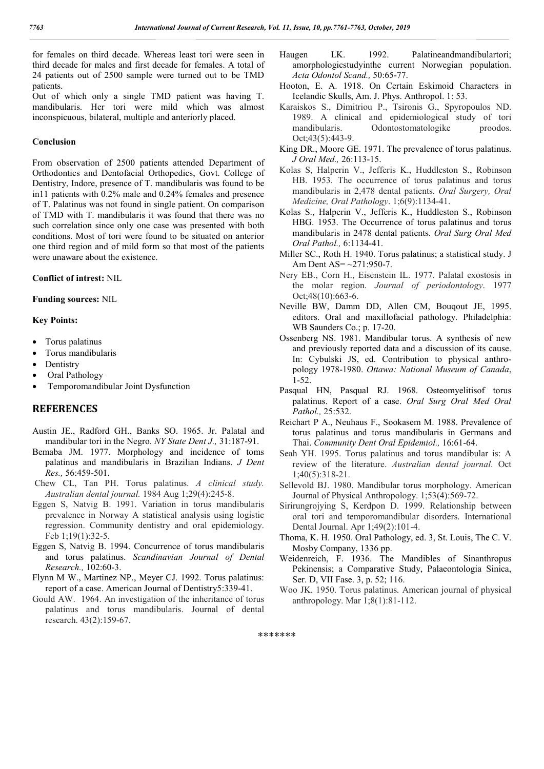for females on third decade. Whereas least tori were seen in third decade for males and first decade for females. A total of 24 patients out of 2500 sample were turned out to be TMD patients.

Out of which only a single TMD patient was having T. mandibularis. Her tori were mild which was almost inconspicuous, bilateral, multiple and anteriorly placed.

#### Conclusion

From observation of 2500 patients attended Department of Orthodontics and Dentofacial Orthopedics, Govt. College of Dentistry, Indore, presence of T. mandibularis was found to be in11 patients with 0.2% male and 0.24% females and presence of T. Palatinus was not found in single patient. On comparison of TMD with T. mandibularis it was found that there was no such correlation since only one case was presented with both conditions. Most of tori were found to be situated on anterior one third region and of mild form so that most of the patients were unaware about the existence.

**Conflict of intrest:** NIL

**Funding sources:** NIL

**Key Points:**

- Torus palatinus
- Torus mandibularis
- Dentistry
- Oral Pathology
- Temporomandibular Joint Dysfunction

## REFERENCES

Austin JE., Radford GH., Banks SO. 1965. Jr. Palatal and mandibular tori in the Negro. *NY State Dent J.,* 31:187-91.

Bemaba JM. 1977. Morphology and incidence of toms palatinus and mandibularis in Brazilian Indians. *J Dent Res.,* 56:459-501.

Chew CL, Tan PH. Torus palatinus. *A clinical study. Australian dental journal.* 1984 Aug 1;29(4):245-8.

Eggen S, Natvig B. 1991. Variation in torus mandibularis prevalence in Norway A statistical analysis using logistic regression. Community dentistry and oral epidemiology. Feb 1;19(1):32-5.

Eggen S, Natvig B. 1994. Concurrence of torus mandibularis and torus palatinus. *Scandinavian Journal of Dental Research.,* 102:60-3.

Flynn M W., Martinez NP., Meyer CJ. 1992. Torus palatinus: report of a case. American Journal of Dentistry5:339-41.

Gould AW. 1964. An investigation of the inheritance of torus palatinus and torus mandibularis. Journal of dental research. 43(2):159-67.

Haugen LK. 1992. Palatineandmandibulartori; amorphologicstudyinthe current Norwegian population. *Acta Odontol Scand.,* 50:65-77.

Hooton, E. A. 1918. On Certain Eskimoid Characters in Icelandic Skulls, Am. J. Phys. Anthropol. 1: 53.

Karaiskos S., Dimitriou P., Tsironis G., Spyropoulos ND. 1989. A clinical and epidemiological study of tori mandibularis. Odontostomatologike proodos. Oct;43(5):443-9.

King DR., Moore GE. 1971. The prevalence of torus palatinus. *J Oral Med.,* 26:113-15.

Kolas S, Halperin V., Jefferis K., Huddleston S., Robinson HB. 1953. The occurrence of torus palatinus and torus mandibularis in 2,478 dental patients. *Oral Surgery, Oral Medicine, Oral Pathology*. 1;6(9):1134-41.

Kolas S., Halperin V., Jefferis K., Huddleston S., Robinson HBG. 1953. The Occurrence of torus palatinus and torus mandibularis in 2478 dental patients. *Oral Surg Oral Med Oral Pathol.,* 6:1134-41.

Miller SC., Roth H. 1940. Torus palatinus; a statistical study. J Am Dent AS= ~271:950-7.

Nery EB., Corn H., Eisenstein IL. 1977. Palatal exostosis in the molar region. *Journal of periodontology*. 1977 Oct;48(10):663-6.

Neville BW, Damm DD, Allen CM, Bouqout JE, 1995. editors. Oral and maxillofacial pathology. Philadelphia: WB Saunders Co.; p. 17-20.

Ossenberg NS. 1981. Mandibular torus. A synthesis of new and previously reported data and a discussion of its cause. In: Cybulski JS, ed. Contribution to physical anthropology 1978-1980. *Ottawa: National Museum of Canada*, 1-52.

Pasqual HN, Pasqual RJ. 1968. Osteomyelitisof torus palatinus. Report of a case. *Oral Surg Oral Med Oral Pathol.,* 25:532.

Reichart P A., Neuhaus F., Sookasem M. 1988. Prevalence of torus palatinus and torus mandibularis in Germans and Thai. *Community Dent Oral Epidemiol.,* 16:61-64.

Seah YH. 1995. Torus palatinus and torus mandibular is: A review of the literature. *Australian dental journal*. Oct 1;40(5):318-21.

Sellevold BJ. 1980. Mandibular torus morphology. American Journal of Physical Anthropology. 1;53(4):569-72.

Sirirungrojying S, Kerdpon D. 1999. Relationship between oral tori and temporomandibular disorders. International Dental Journal. Apr 1;49(2):101-4.

Thoma, K. H. 1950. Oral Pathology, ed. 3, St. Louis, The C. V. Mosby Company, 1336 pp.

Weidenreich, F. 1936. The Mandibles of Sinanthropus Pekinensis; a Comparative Study, Palaeontologia Sinica, Ser. D, VII Fase. 3, p. 52; 116.

Woo JK. 1950. Torus palatinus. American journal of physical anthropology. Mar 1;8(1):81-112.

*******